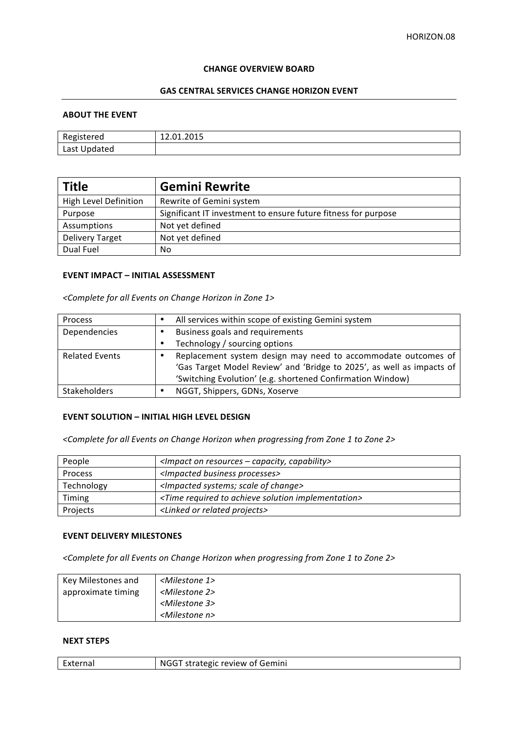HORIZON.08

**CHANGE OVERVIEW BOARD**

**GAS CENTRAL SERVICES CHANGE HORIZON EVENT**

**ABOUT THE EVENT**

| Registered | 12.01.2015 |
|---|---|
| Last Updated | |

| **Title** | **Gemini Rewrite** |
|---|---|
| High Level Definition | Rewrite of Gemini system |
| Purpose | Significant IT investment to ensure future fitness for purpose |
| Assumptions | Not yet defined |
| Delivery Target | Not yet defined |
| Dual Fuel | No |

**EVENT IMPACT – INITIAL ASSESSMENT**

*<Complete for all Events on Change Horizon in Zone 1>*

| Process | • All services within scope of existing Gemini system |
|---|---|
| Dependencies | • Business goals and requirements<br>• Technology / sourcing options |
| Related Events | • Replacement system design may need to accommodate outcomes of 'Gas Target Model Review' and 'Bridge to 2025', as well as impacts of 'Switching Evolution' (e.g. shortened Confirmation Window) |
| Stakeholders | • NGGT, Shippers, GDNs, Xoserve |

**EVENT SOLUTION – INITIAL HIGH LEVEL DESIGN**

*<Complete for all Events on Change Horizon when progressing from Zone 1 to Zone 2>*

| People | *<Impact on resources – capacity, capability>* |
|---|---|
| Process | *<Impacted business processes>* |
| Technology | *<Impacted systems; scale of change>* |
| Timing | *<Time required to achieve solution implementation>* |
| Projects | *<Linked or related projects>* |

**EVENT DELIVERY MILESTONES**

*<Complete for all Events on Change Horizon when progressing from Zone 1 to Zone 2>*

| Key Milestones and approximate timing | *<Milestone 1>*<br>*<Milestone 2>*<br>*<Milestone 3>*<br>*<Milestone n>* |
|---|---|

**NEXT STEPS**

| External | NGGT strategic review of Gemini |
|---|---|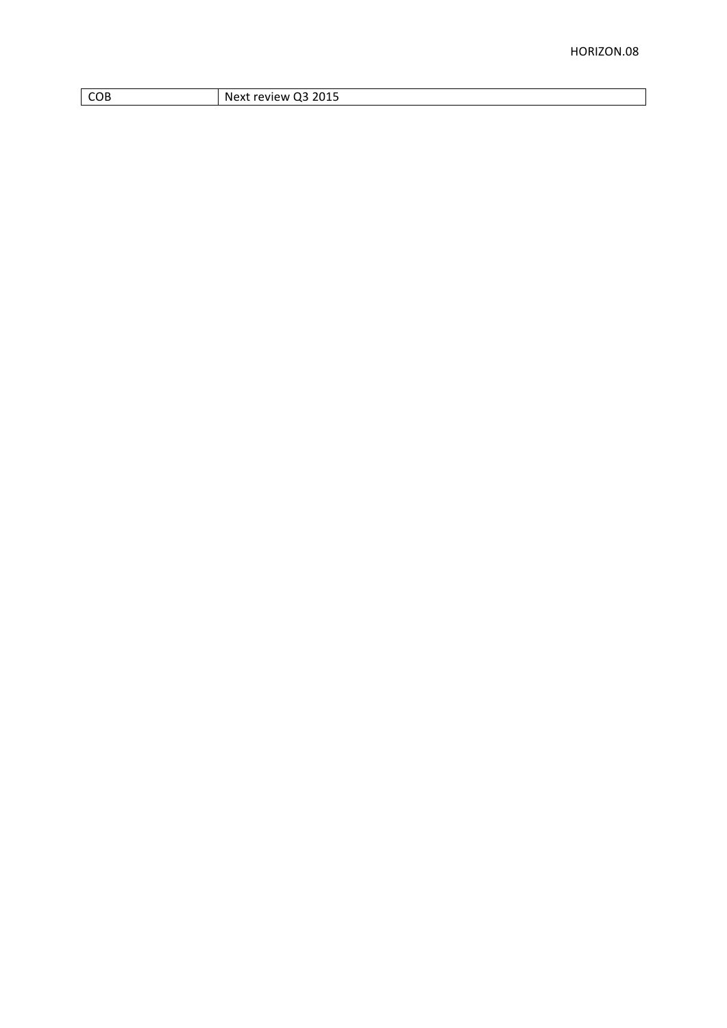| | |
|---|---|
| COB | Next review Q3 2015 |